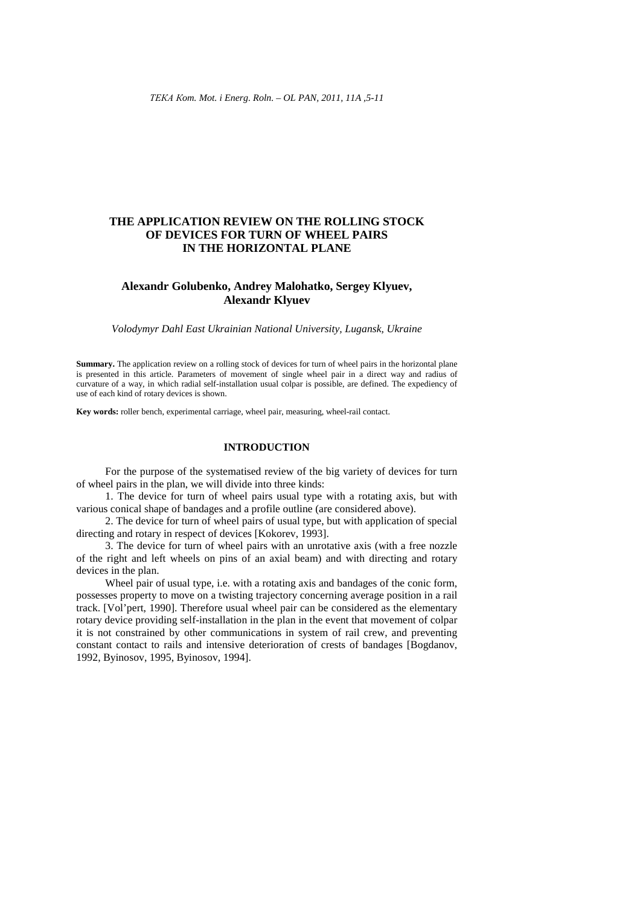# THE APPLICATION REVIEW ON THE ROLLING STOCK OF DEVICES FOR TURN OF WHEEL PAIRS IN THE HORIZONTAL PLANE

**Alexandr Golubenko, Andrey Malohatko, Sergey Klyuev, Alexandr Klyuev**

*Volodymyr Dahl East Ukrainian National University, Lugansk, Ukraine*

**Summary.** The application review on a rolling stock of devices for turn of wheel pairs in the horizontal plane is presented in this article. Parameters of movement of single wheel pair in a direct way and radius of curvature of a way, in which radial self-installation usual colpar is possible, are defined. The expediency of use of each kind of rotary devices is shown.

**Key words:** roller bench, experimental carriage, wheel pair, measuring, wheel-rail contact.

## INTRODUCTION

For the purpose of the systematised review of the big variety of devices for turn of wheel pairs in the plan, we will divide into three kinds:

1. The device for turn of wheel pairs usual type with a rotating axis, but with various conical shape of bandages and a profile outline (are considered above).

2. The device for turn of wheel pairs of usual type, but with application of special directing and rotary in respect of devices [Kokorev, 1993].

3. The device for turn of wheel pairs with an unrotative axis (with a free nozzle of the right and left wheels on pins of an axial beam) and with directing and rotary devices in the plan.

Wheel pair of usual type, i.e. with a rotating axis and bandages of the conic form, possesses property to move on a twisting trajectory concerning average position in a rail track. [Vol'pert, 1990]. Therefore usual wheel pair can be considered as the elementary rotary device providing self-installation in the plan in the event that movement of colpar it is not constrained by other communications in system of rail crew, and preventing constant contact to rails and intensive deterioration of crests of bandages [Bogdanov, 1992, Byinosov, 1995, Byinosov, 1994].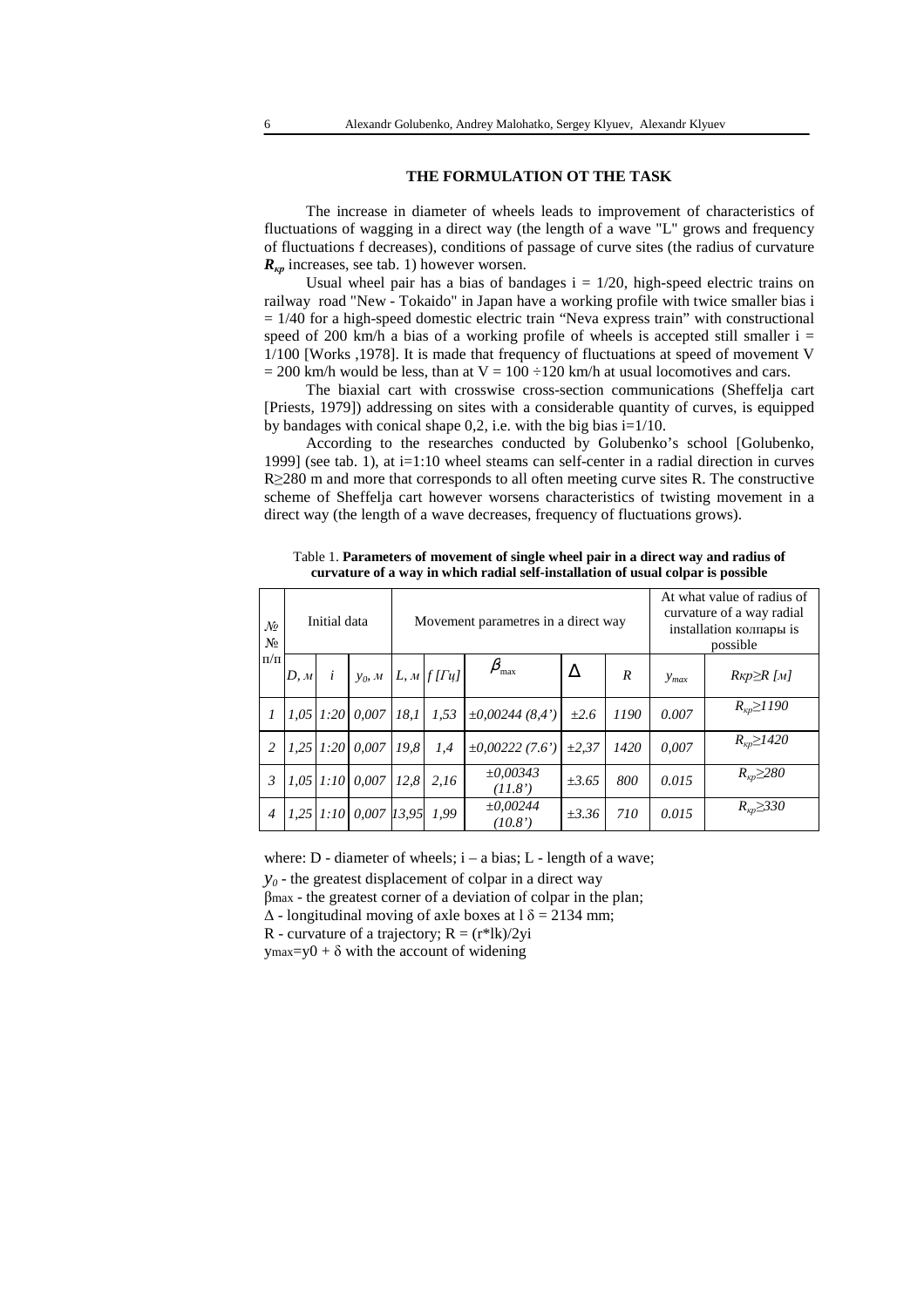## THE FORMULATION OT THE TASK

The increase in diameter of wheels leads to improvement of characteristics of fluctuations of wagging in a direct way (the length of a wave "L" grows and frequency of fluctuations f decreases), conditions of passage of curve sites (the radius of curvature $R_{кр}$ increases, see tab. 1) however worsen.

Usual wheel pair has a bias of bandages i = 1/20, high-speed electric trains on railway road "New - Tokaido" in Japan have a working profile with twice smaller bias i = 1/40 for a high-speed domestic electric train "Neva express train" with constructional speed of 200 km/h a bias of a working profile of wheels is accepted still smaller i = 1/100 [Works ,1978]. It is made that frequency of fluctuations at speed of movement V = 200 km/h would be less, than at V = 100 ÷120 km/h at usual locomotives and cars.

The biaxial cart with crosswise cross-section communications (Sheffelja cart [Priests, 1979]) addressing on sites with a considerable quantity of curves, is equipped by bandages with conical shape 0,2, i.e. with the big bias i=1/10.

According to the researches conducted by Golubenko's school [Golubenko, 1999] (see tab. 1), at i=1:10 wheel steams can self-center in a radial direction in curves R≥280 m and more that corresponds to all often meeting curve sites R. The constructive scheme of Sheffelja cart however worsens characteristics of twisting movement in a direct way (the length of a wave decreases, frequency of fluctuations grows).

Table 1. **Parameters of movement of single wheel pair in a direct way and radius of curvature of a way in which radial self-installation of usual colpar is possible**

| № п/п | Initial data | | | Movement parametres in a direct way | | | | | At what value of radius of curvature of a way radial installation колпары is possible | |
|---|---|---|---|---|---|---|---|---|---|---|
| | *D, м* | *i* | $y_0$*, м* | *L, м* | *f [Гц]* | $\beta_{\max}$ | Δ | *R* | $y_{max}$ | *Rкр≥R [м]* |
| *1* | *1,05* | *1:20* | *0,007* | *18,1* | *1,53* | *±0,00244 (8,4')* | *±2.6* | *1190* | *0.007* | $R_{кр}≥1190$ |
| *2* | *1,25* | *1:20* | *0,007* | *19,8* | *1,4* | *±0,00222 (7.6')* | *±2,37* | *1420* | *0,007* | $R_{кр}≥1420$ |
| *3* | *1,05* | *1:10* | *0,007* | *12,8* | *2,16* | *±0,00343 (11.8')* | *±3.65* | *800* | *0.015* | $R_{кр}≥280$ |
| *4* | *1,25* | *1:10* | *0,007* | *13,95* | *1,99* | *±0,00244 (10.8')* | *±3.36* | *710* | *0.015* | $R_{кр}≥330$ |

where: D - diameter of wheels; i – a bias; L - length of a wave;

$y_0$ - the greatest displacement of colpar in a direct way

$\beta_{max}$ - the greatest corner of a deviation of colpar in the plan;

Δ - longitudinal moving of axle boxes at l δ = 2134 mm;

R - curvature of a trajectory; R = (r*lk)/2yi

$y_{max}=y_0 + \delta$ with the account of widening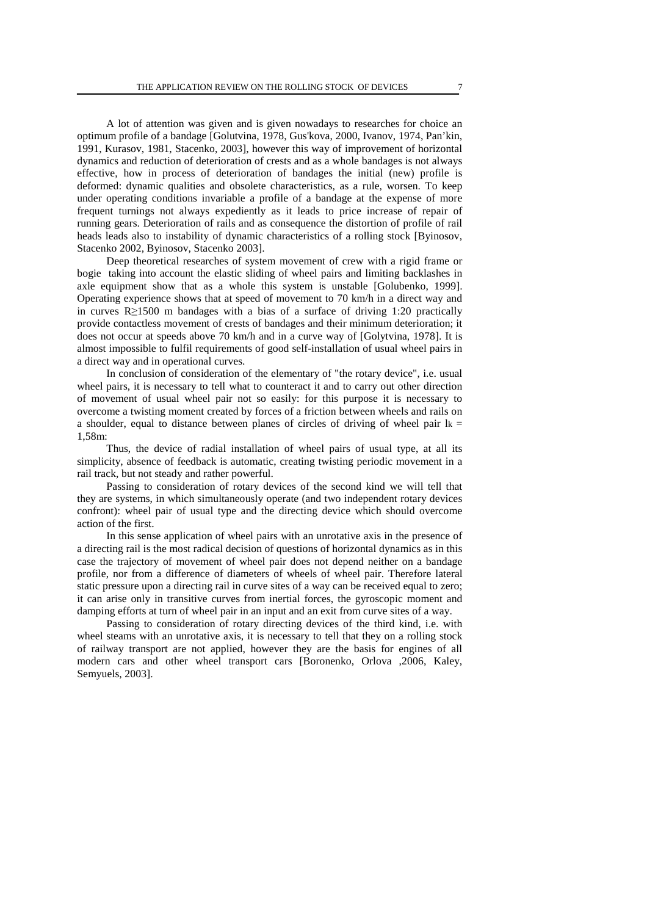A lot of attention was given and is given nowadays to researches for choice an optimum profile of a bandage [Golutvina, 1978, Gus'kova, 2000, Ivanov, 1974, Pan'kin, 1991, Kurasov, 1981, Stacenko, 2003], however this way of improvement of horizontal dynamics and reduction of deterioration of crests and as a whole bandages is not always effective, how in process of deterioration of bandages the initial (new) profile is deformed: dynamic qualities and obsolete characteristics, as a rule, worsen. To keep under operating conditions invariable a profile of a bandage at the expense of more frequent turnings not always expediently as it leads to price increase of repair of running gears. Deterioration of rails and as consequence the distortion of profile of rail heads leads also to instability of dynamic characteristics of a rolling stock [Byinosov, Stacenko 2002, Byinosov, Stacenko 2003].

Deep theoretical researches of system movement of crew with a rigid frame or bogie taking into account the elastic sliding of wheel pairs and limiting backlashes in axle equipment show that as a whole this system is unstable [Golubenko, 1999]. Operating experience shows that at speed of movement to 70 km/h in a direct way and in curves $R \geq 1500$ m bandages with a bias of a surface of driving 1:20 practically provide contactless movement of crests of bandages and their minimum deterioration; it does not occur at speeds above 70 km/h and in a curve way of [Golytvina, 1978]. It is almost impossible to fulfil requirements of good self-installation of usual wheel pairs in a direct way and in operational curves.

In conclusion of consideration of the elementary of "the rotary device", i.e. usual wheel pairs, it is necessary to tell what to counteract it and to carry out other direction of movement of usual wheel pair not so easily: for this purpose it is necessary to overcome a twisting moment created by forces of a friction between wheels and rails on a shoulder, equal to distance between planes of circles of driving of wheel pair $l_k$ = 1,58m:

Thus, the device of radial installation of wheel pairs of usual type, at all its simplicity, absence of feedback is automatic, creating twisting periodic movement in a rail track, but not steady and rather powerful.

Passing to consideration of rotary devices of the second kind we will tell that they are systems, in which simultaneously operate (and two independent rotary devices confront): wheel pair of usual type and the directing device which should overcome action of the first.

In this sense application of wheel pairs with an unrotative axis in the presence of a directing rail is the most radical decision of questions of horizontal dynamics as in this case the trajectory of movement of wheel pair does not depend neither on a bandage profile, nor from a difference of diameters of wheels of wheel pair. Therefore lateral static pressure upon a directing rail in curve sites of a way can be received equal to zero; it can arise only in transitive curves from inertial forces, the gyroscopic moment and damping efforts at turn of wheel pair in an input and an exit from curve sites of a way.

Passing to consideration of rotary directing devices of the third kind, i.e. with wheel steams with an unrotative axis, it is necessary to tell that they on a rolling stock of railway transport are not applied, however they are the basis for engines of all modern cars and other wheel transport cars [Boronenko, Orlova ,2006, Kaley, Semyuels, 2003].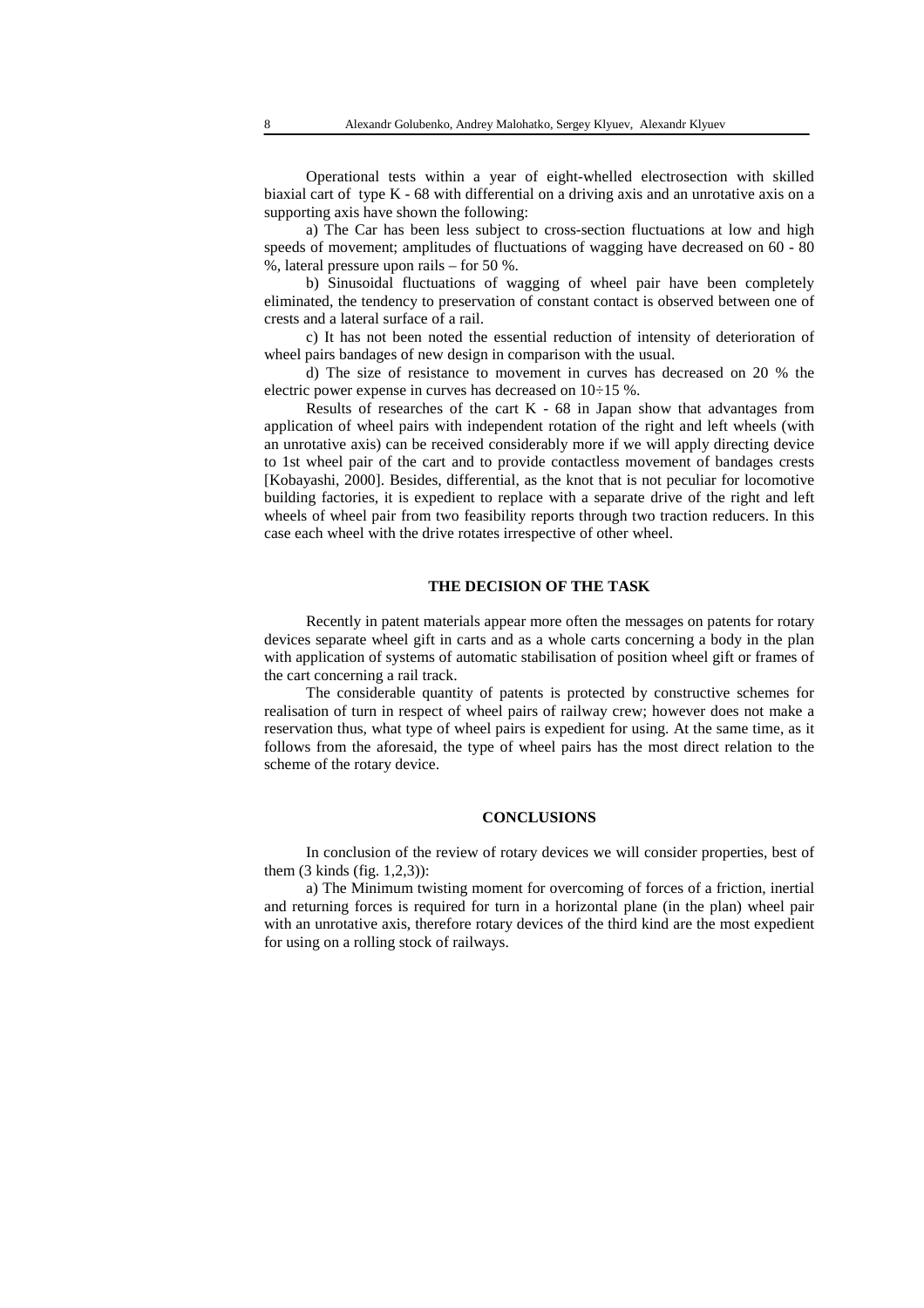Operational tests within a year of eight-whelled electrosection with skilled biaxial cart of type K - 68 with differential on a driving axis and an unrotative axis on a supporting axis have shown the following:

a) The Car has been less subject to cross-section fluctuations at low and high speeds of movement; amplitudes of fluctuations of wagging have decreased on 60 - 80 %, lateral pressure upon rails – for 50 %.

b) Sinusoidal fluctuations of wagging of wheel pair have been completely eliminated, the tendency to preservation of constant contact is observed between one of crests and a lateral surface of a rail.

c) It has not been noted the essential reduction of intensity of deterioration of wheel pairs bandages of new design in comparison with the usual.

d) The size of resistance to movement in curves has decreased on 20 % the electric power expense in curves has decreased on 10÷15 %.

Results of researches of the cart K - 68 in Japan show that advantages from application of wheel pairs with independent rotation of the right and left wheels (with an unrotative axis) can be received considerably more if we will apply directing device to 1st wheel pair of the cart and to provide contactless movement of bandages crests [Kobayashi, 2000]. Besides, differential, as the knot that is not peculiar for locomotive building factories, it is expedient to replace with a separate drive of the right and left wheels of wheel pair from two feasibility reports through two traction reducers. In this case each wheel with the drive rotates irrespective of other wheel.

## THE DECISION OF THE TASK

Recently in patent materials appear more often the messages on patents for rotary devices separate wheel gift in carts and as a whole carts concerning a body in the plan with application of systems of automatic stabilisation of position wheel gift or frames of the cart concerning a rail track.

The considerable quantity of patents is protected by constructive schemes for realisation of turn in respect of wheel pairs of railway crew; however does not make a reservation thus, what type of wheel pairs is expedient for using. At the same time, as it follows from the aforesaid, the type of wheel pairs has the most direct relation to the scheme of the rotary device.

## CONCLUSIONS

In conclusion of the review of rotary devices we will consider properties, best of them (3 kinds (fig. 1,2,3)):

a) The Minimum twisting moment for overcoming of forces of a friction, inertial and returning forces is required for turn in a horizontal plane (in the plan) wheel pair with an unrotative axis, therefore rotary devices of the third kind are the most expedient for using on a rolling stock of railways.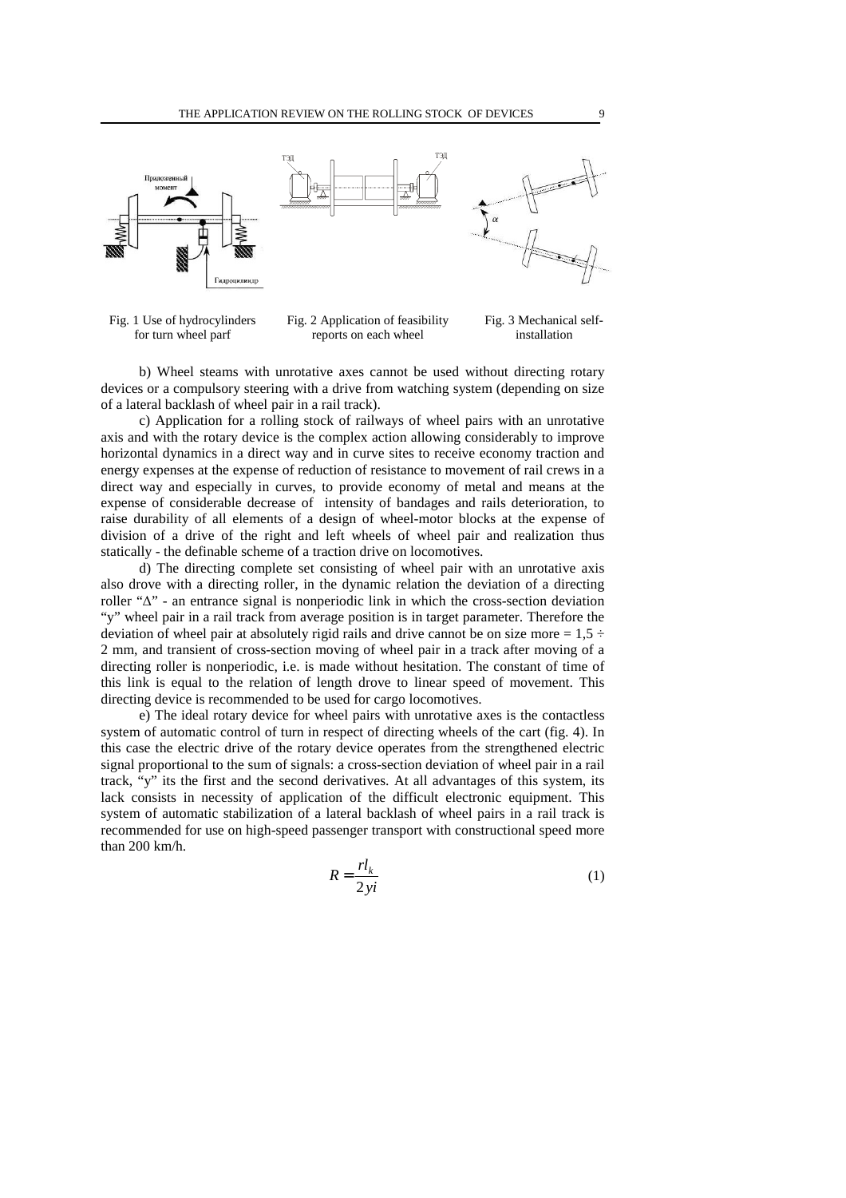Fig. 1 Use of hydrocylinders for turn wheel parf

Fig. 2 Application of feasibility reports on each wheel

Fig. 3 Mechanical self-installation

b) Wheel steams with unrotative axes cannot be used without directing rotary devices or a compulsory steering with a drive from watching system (depending on size of a lateral backlash of wheel pair in a rail track).

c) Application for a rolling stock of railways of wheel pairs with an unrotative axis and with the rotary device is the complex action allowing considerably to improve horizontal dynamics in a direct way and in curve sites to receive economy traction and energy expenses at the expense of reduction of resistance to movement of rail crews in a direct way and especially in curves, to provide economy of metal and means at the expense of considerable decrease of intensity of bandages and rails deterioration, to raise durability of all elements of a design of wheel-motor blocks at the expense of division of a drive of the right and left wheels of wheel pair and realization thus statically - the definable scheme of a traction drive on locomotives.

d) The directing complete set consisting of wheel pair with an unrotative axis also drove with a directing roller, in the dynamic relation the deviation of a directing roller "Δ" - an entrance signal is nonperiodic link in which the cross-section deviation "y" wheel pair in a rail track from average position is in target parameter. Therefore the deviation of wheel pair at absolutely rigid rails and drive cannot be on size more = 1,5 ÷ 2 mm, and transient of cross-section moving of wheel pair in a track after moving of a directing roller is nonperiodic, i.e. is made without hesitation. The constant of time of this link is equal to the relation of length drove to linear speed of movement. This directing device is recommended to be used for cargo locomotives.

e) The ideal rotary device for wheel pairs with unrotative axes is the contactless system of automatic control of turn in respect of directing wheels of the cart (fig. 4). In this case the electric drive of the rotary device operates from the strengthened electric signal proportional to the sum of signals: a cross-section deviation of wheel pair in a rail track, "y" its the first and the second derivatives. At all advantages of this system, its lack consists in necessity of application of the difficult electronic equipment. This system of automatic stabilization of a lateral backlash of wheel pairs in a rail track is recommended for use on high-speed passenger transport with constructional speed more than 200 km/h.

$$R = \frac{r l_k}{2 y i} \tag{1}$$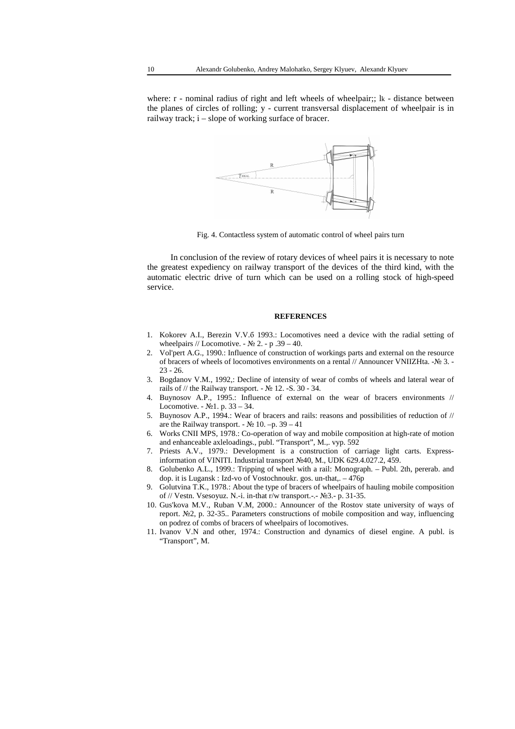where: r - nominal radius of right and left wheels of wheelpair;; $l_k$ - distance between the planes of circles of rolling; y - current transversal displacement of wheelpair is in railway track; i – slope of working surface of bracer.

Fig. 4. Contactless system of automatic control of wheel pairs turn

In conclusion of the review of rotary devices of wheel pairs it is necessary to note the greatest expediency on railway transport of the devices of the third kind, with the automatic electric drive of turn which can be used on a rolling stock of high-speed service.

## REFERENCES

1. Kokorev A.I., Berezin V.V.б 1993.: Locomotives need a device with the radial setting of wheelpairs // Locomotive. - № 2. - p .39 – 40.
2. Vol'pert A.G., 1990.: Influence of construction of workings parts and external on the resource of bracers of wheels of locomotives environments on a rental // Announcer VNIIZHta. -№ 3. - 23 - 26.
3. Bogdanov V.M., 1992,: Decline of intensity of wear of combs of wheels and lateral wear of rails of // the Railway transport. - № 12. -S. 30 - 34.
4. Buynosov A.P., 1995.: Influence of external on the wear of bracers environments // Locomotive. - №1. p. 33 – 34.
5. Buynosov A.P., 1994.: Wear of bracers and rails: reasons and possibilities of reduction of // are the Railway transport. - № 10. –p. 39 – 41
6. Works CNII MPS, 1978.: Co-operation of way and mobile composition at high-rate of motion and enhanceable axleloadings., publ. "Transport", M.,. vyp. 592
7. Priests A.V., 1979.: Development is a construction of carriage light carts. Express-information of VINITI. Industrial transport №40, M., UDK 629.4.027.2, 459.
8. Golubenko A.L., 1999.: Tripping of wheel with a rail: Monograph. – Publ. 2th, pererab. and dop. it is Lugansk : Izd-vo of Vostochnoukr. gos. un-that,. – 476p
9. Golutvina T.K., 1978.: About the type of bracers of wheelpairs of hauling mobile composition of // Vestn. Vsesoyuz. N.-i. in-that r/w transport.-.- №3.- p. 31-35.
10. Gus'kova M.V., Ruban V.M, 2000.: Announcer of the Rostov state university of ways of report. №2, p. 32-35.. Parameters constructions of mobile composition and way, influencing on podrez of combs of bracers of wheelpairs of locomotives.
11. Ivanov V.N and other, 1974.: Construction and dynamics of diesel engine. A publ. is "Transport", M.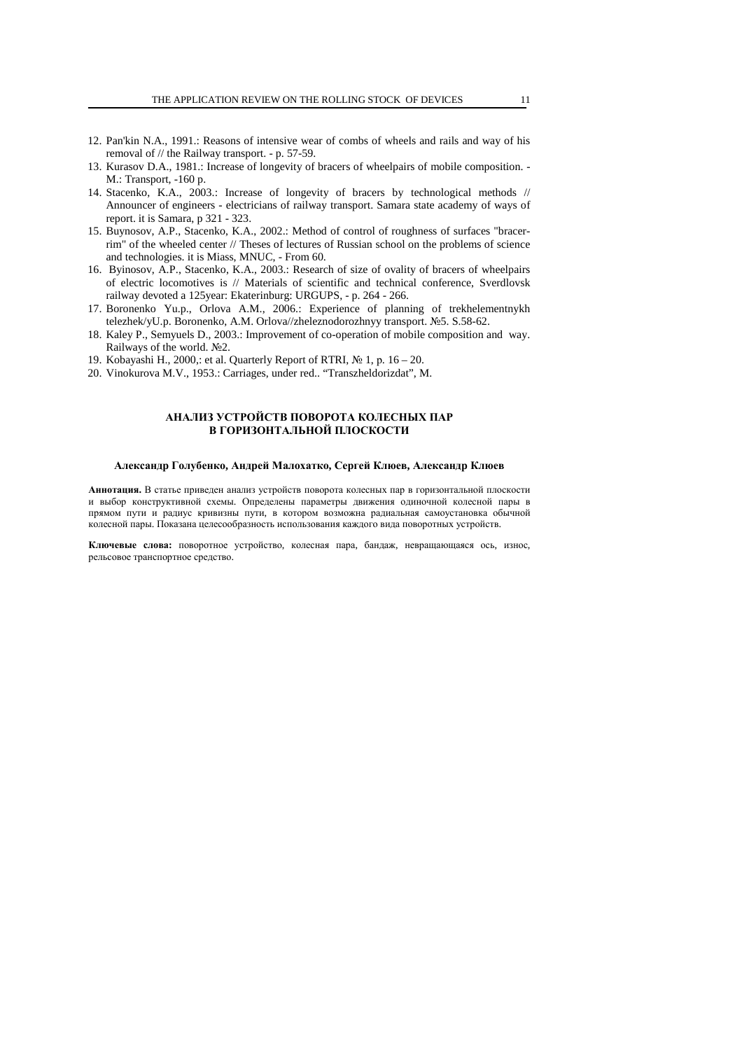12. Pan'kin N.A., 1991.: Reasons of intensive wear of combs of wheels and rails and way of his removal of // the Railway transport. - p. 57-59.
13. Kurasov D.A., 1981.: Increase of longevity of bracers of wheelpairs of mobile composition. - M.: Transport, -160 p.
14. Stacenko, K.A., 2003.: Increase of longevity of bracers by technological methods // Announcer of engineers - electricians of railway transport. Samara state academy of ways of report. it is Samara, p 321 - 323.
15. Buynosov, A.P., Stacenko, K.A., 2002.: Method of control of roughness of surfaces "bracer-rim" of the wheeled center // Theses of lectures of Russian school on the problems of science and technologies. it is Miass, MNUC, - From 60.
16. Byinosov, A.P., Stacenko, K.A., 2003.: Research of size of ovality of bracers of wheelpairs of electric locomotives is // Materials of scientific and technical conference, Sverdlovsk railway devoted a 125year: Ekaterinburg: URGUPS, - p. 264 - 266.
17. Boronenko Yu.p., Orlova A.M., 2006.: Experience of planning of trekhelementnykh telezhek/yU.p. Boronenko, A.M. Orlova//zheleznodorozhnyy transport. №5. S.58-62.
18. Kaley P., Semyuels D., 2003.: Improvement of co-operation of mobile composition and way. Railways of the world. №2.
19. Kobayashi H., 2000,: et al. Quarterly Report of RTRI, № 1, p. 16 – 20.
20. Vinokurova M.V., 1953.: Carriages, under red.. "Transzheldorizdat", M.

## АНАЛИЗ УСТРОЙСТВ ПОВОРОТА КОЛЕСНЫХ ПАР В ГОРИЗОНТАЛЬНОЙ ПЛОСКОСТИ

**Александр Голубенко, Андрей Малохатко, Сергей Клюев, Александр Клюев**

**Аннотация.** В статье приведен анализ устройств поворота колесных пар в горизонтальной плоскости и выбор конструктивной схемы. Определены параметры движения одиночной колесной пары в прямом пути и радиус кривизны пути, в котором возможна радиальная самоустановка обычной колесной пары. Показана целесообразность использования каждого вида поворотных устройств.

**Ключевые слова:** поворотное устройство, колесная пара, бандаж, невращающаяся ось, износ, рельсовое транспортное средство.